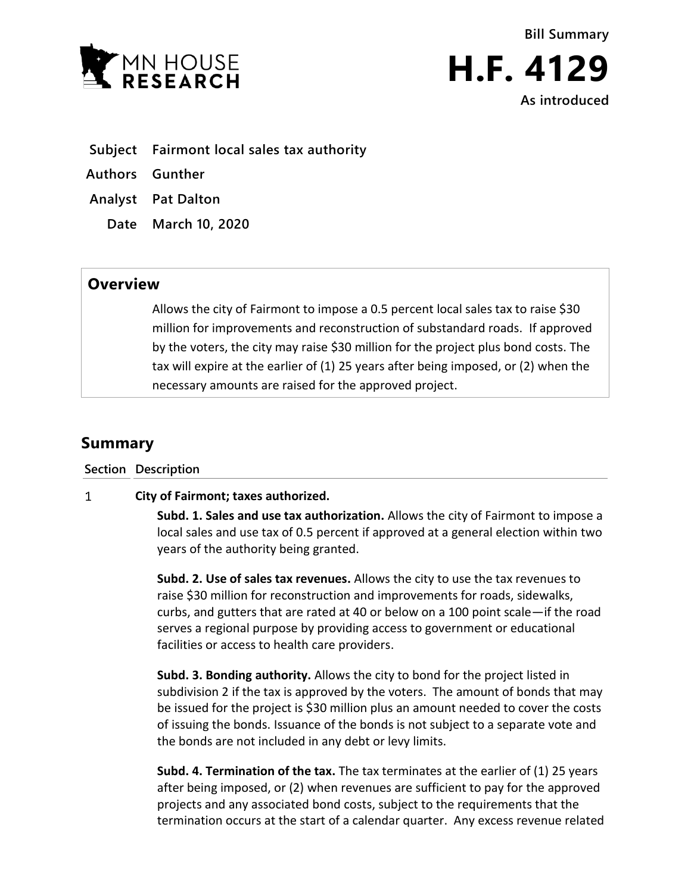**Bill Summary**

# H.F. 4129

**As introduced**

**Subject** Fairmont local sales tax authority

**Authors** Gunther

**Analyst** Pat Dalton

**Date** March 10, 2020

## Overview

Allows the city of Fairmont to impose a 0.5 percent local sales tax to raise $30 million for improvements and reconstruction of substandard roads. If approved by the voters, the city may raise $30 million for the project plus bond costs. The tax will expire at the earlier of (1) 25 years after being imposed, or (2) when the necessary amounts are raised for the approved project.

## Summary

**Section Description**

1 **City of Fairmont; taxes authorized.**

**Subd. 1. Sales and use tax authorization.** Allows the city of Fairmont to impose a local sales and use tax of 0.5 percent if approved at a general election within two years of the authority being granted.

**Subd. 2. Use of sales tax revenues.** Allows the city to use the tax revenues to raise $30 million for reconstruction and improvements for roads, sidewalks, curbs, and gutters that are rated at 40 or below on a 100 point scale—if the road serves a regional purpose by providing access to government or educational facilities or access to health care providers.

**Subd. 3. Bonding authority.** Allows the city to bond for the project listed in subdivision 2 if the tax is approved by the voters. The amount of bonds that may be issued for the project is $30 million plus an amount needed to cover the costs of issuing the bonds. Issuance of the bonds is not subject to a separate vote and the bonds are not included in any debt or levy limits.

**Subd. 4. Termination of the tax.** The tax terminates at the earlier of (1) 25 years after being imposed, or (2) when revenues are sufficient to pay for the approved projects and any associated bond costs, subject to the requirements that the termination occurs at the start of a calendar quarter. Any excess revenue related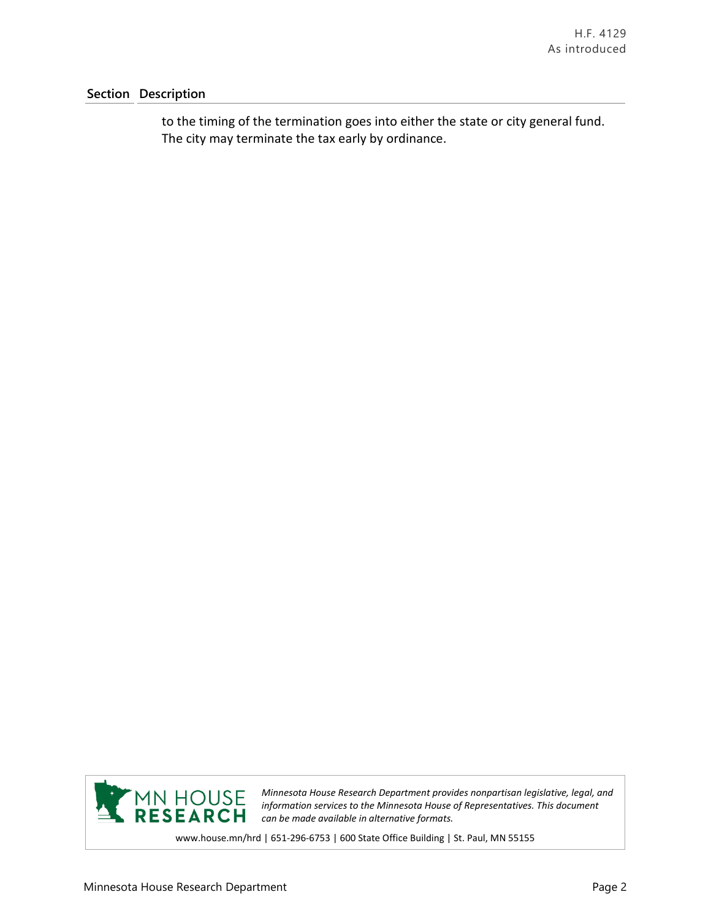| Section | Description |
|---|---|
| | to the timing of the termination goes into either the state or city general fund. The city may terminate the tax early by ordinance. |

*Minnesota House Research Department provides nonpartisan legislative, legal, and information services to the Minnesota House of Representatives. This document can be made available in alternative formats.*

www.house.mn/hrd | 651-296-6753 | 600 State Office Building | St. Paul, MN 55155